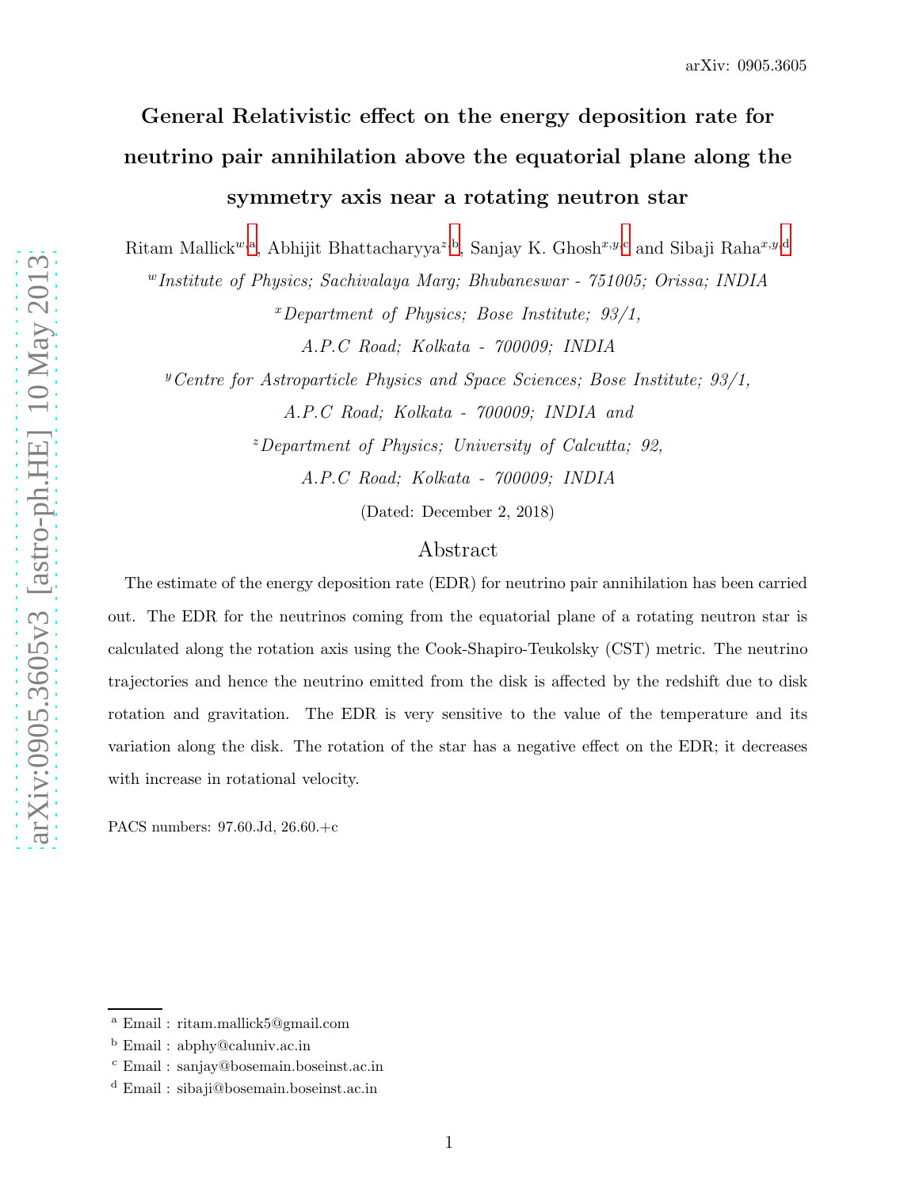arXiv: 0905.3605

# General Relativistic effect on the energy deposition rate for neutrino pair annihilation above the equatorial plane along the symmetry axis near a rotating neutron star

Ritam Mallick[w,a], Abhijit Bhattacharyya[z,b], Sanjay K. Ghosh[x,y,c] and Sibaji Raha[x,y,d]

[w]*Institute of Physics; Sachivalaya Marg; Bhubaneswar - 751005; Orissa; INDIA*

[x]*Department of Physics; Bose Institute; 93/1, A.P.C Road; Kolkata - 700009; INDIA*

[y]*Centre for Astroparticle Physics and Space Sciences; Bose Institute; 93/1, A.P.C Road; Kolkata - 700009; INDIA and*

[z]*Department of Physics; University of Calcutta; 92, A.P.C Road; Kolkata - 700009; INDIA*

(Dated: December 2, 2018)

## Abstract

The estimate of the energy deposition rate (EDR) for neutrino pair annihilation has been carried out. The EDR for the neutrinos coming from the equatorial plane of a rotating neutron star is calculated along the rotation axis using the Cook-Shapiro-Teukolsky (CST) metric. The neutrino trajectories and hence the neutrino emitted from the disk is affected by the redshift due to disk rotation and gravitation. The EDR is very sensitive to the value of the temperature and its variation along the disk. The rotation of the star has a negative effect on the EDR; it decreases with increase in rotational velocity.

PACS numbers: 97.60.Jd, 26.60.+c

---

[a] Email : ritam.mallick5@gmail.com

[b] Email : abphy@caluniv.ac.in

[c] Email : sanjay@bosemain.boseinst.ac.in

[d] Email : sibaji@bosemain.boseinst.ac.in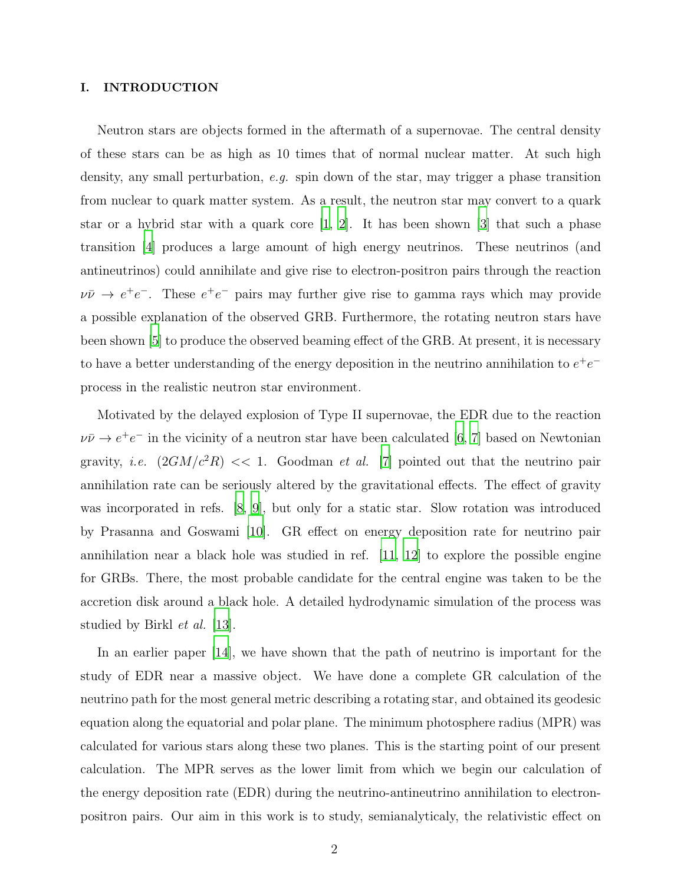## I. INTRODUCTION

Neutron stars are objects formed in the aftermath of a supernovae. The central density of these stars can be as high as 10 times that of normal nuclear matter. At such high density, any small perturbation, *e.g.* spin down of the star, may trigger a phase transition from nuclear to quark matter system. As a result, the neutron star may convert to a quark star or a hybrid star with a quark core [1, 2]. It has been shown [3] that such a phase transition [4] produces a large amount of high energy neutrinos. These neutrinos (and antineutrinos) could annihilate and give rise to electron-positron pairs through the reaction $\nu\bar{\nu} \rightarrow e^+e^-$. These $e^+e^-$ pairs may further give rise to gamma rays which may provide a possible explanation of the observed GRB. Furthermore, the rotating neutron stars have been shown [5] to produce the observed beaming effect of the GRB. At present, it is necessary to have a better understanding of the energy deposition in the neutrino annihilation to $e^+e^-$ process in the realistic neutron star environment.

Motivated by the delayed explosion of Type II supernovae, the EDR due to the reaction $\nu\bar{\nu} \rightarrow e^+e^-$ in the vicinity of a neutron star have been calculated [6, 7] based on Newtonian gravity, *i.e.* $(2GM/c^2R) << 1$. Goodman *et al.* [7] pointed out that the neutrino pair annihilation rate can be seriously altered by the gravitational effects. The effect of gravity was incorporated in refs. [8, 9], but only for a static star. Slow rotation was introduced by Prasanna and Goswami [10]. GR effect on energy deposition rate for neutrino pair annihilation near a black hole was studied in ref. [11, 12] to explore the possible engine for GRBs. There, the most probable candidate for the central engine was taken to be the accretion disk around a black hole. A detailed hydrodynamic simulation of the process was studied by Birkl *et al.* [13].

In an earlier paper [14], we have shown that the path of neutrino is important for the study of EDR near a massive object. We have done a complete GR calculation of the neutrino path for the most general metric describing a rotating star, and obtained its geodesic equation along the equatorial and polar plane. The minimum photosphere radius (MPR) was calculated for various stars along these two planes. This is the starting point of our present calculation. The MPR serves as the lower limit from which we begin our calculation of the energy deposition rate (EDR) during the neutrino-antineutrino annihilation to electron-positron pairs. Our aim in this work is to study, semianalyticaly, the relativistic effect on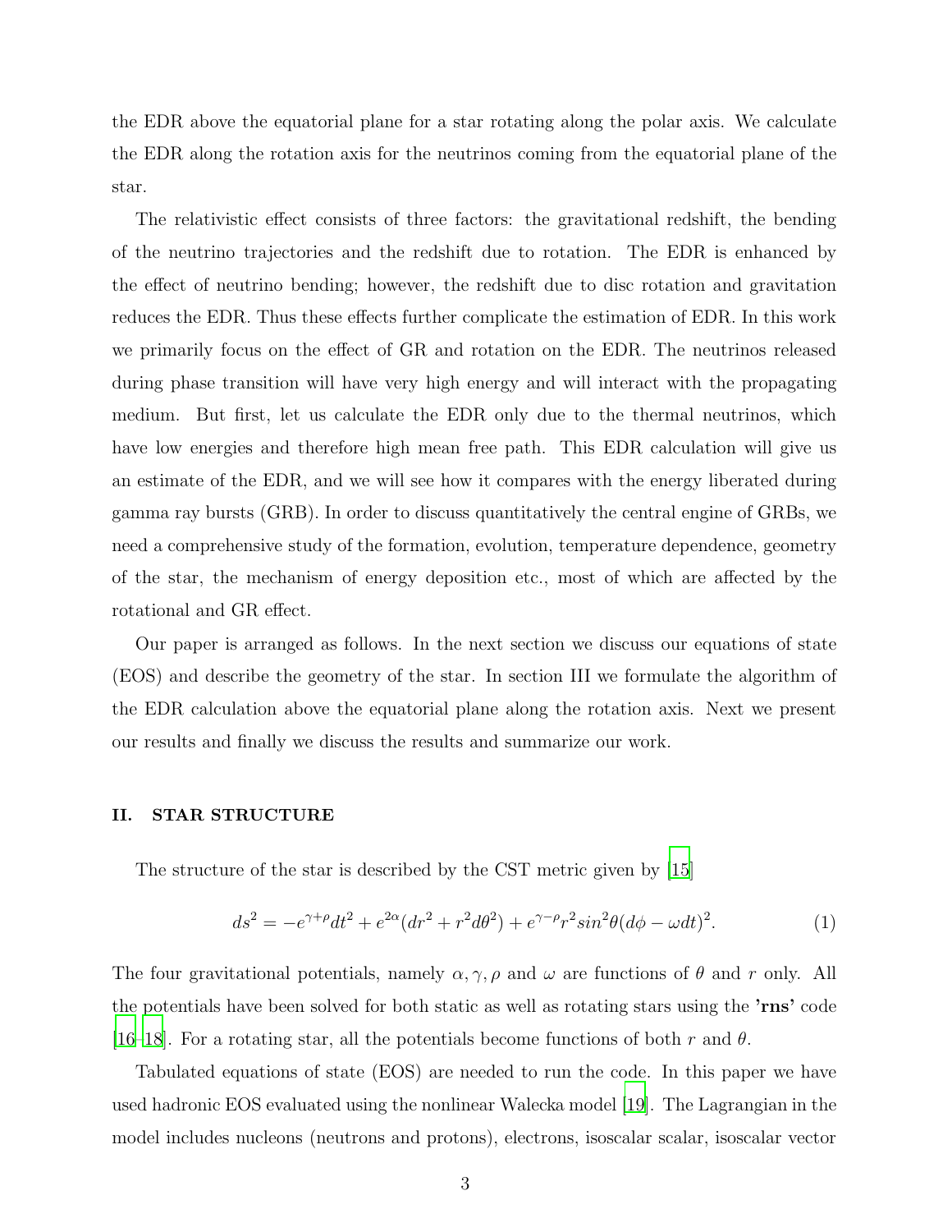the EDR above the equatorial plane for a star rotating along the polar axis. We calculate the EDR along the rotation axis for the neutrinos coming from the equatorial plane of the star.

The relativistic effect consists of three factors: the gravitational redshift, the bending of the neutrino trajectories and the redshift due to rotation. The EDR is enhanced by the effect of neutrino bending; however, the redshift due to disc rotation and gravitation reduces the EDR. Thus these effects further complicate the estimation of EDR. In this work we primarily focus on the effect of GR and rotation on the EDR. The neutrinos released during phase transition will have very high energy and will interact with the propagating medium. But first, let us calculate the EDR only due to the thermal neutrinos, which have low energies and therefore high mean free path. This EDR calculation will give us an estimate of the EDR, and we will see how it compares with the energy liberated during gamma ray bursts (GRB). In order to discuss quantitatively the central engine of GRBs, we need a comprehensive study of the formation, evolution, temperature dependence, geometry of the star, the mechanism of energy deposition etc., most of which are affected by the rotational and GR effect.

Our paper is arranged as follows. In the next section we discuss our equations of state (EOS) and describe the geometry of the star. In section III we formulate the algorithm of the EDR calculation above the equatorial plane along the rotation axis. Next we present our results and finally we discuss the results and summarize our work.

## II. STAR STRUCTURE

The structure of the star is described by the CST metric given by [15]

$$ds^2 = -e^{\gamma+\rho}dt^2 + e^{2\alpha}(dr^2 + r^2 d\theta^2) + e^{\gamma-\rho}r^2 sin^2\theta(d\phi - \omega dt)^2. \tag{1}$$

The four gravitational potentials, namely $\alpha, \gamma, \rho$ and $\omega$ are functions of $\theta$ and $r$ only. All the potentials have been solved for both static as well as rotating stars using the **'rns'** code [16–18]. For a rotating star, all the potentials become functions of both $r$ and $\theta$.

Tabulated equations of state (EOS) are needed to run the code. In this paper we have used hadronic EOS evaluated using the nonlinear Walecka model [19]. The Lagrangian in the model includes nucleons (neutrons and protons), electrons, isoscalar scalar, isoscalar vector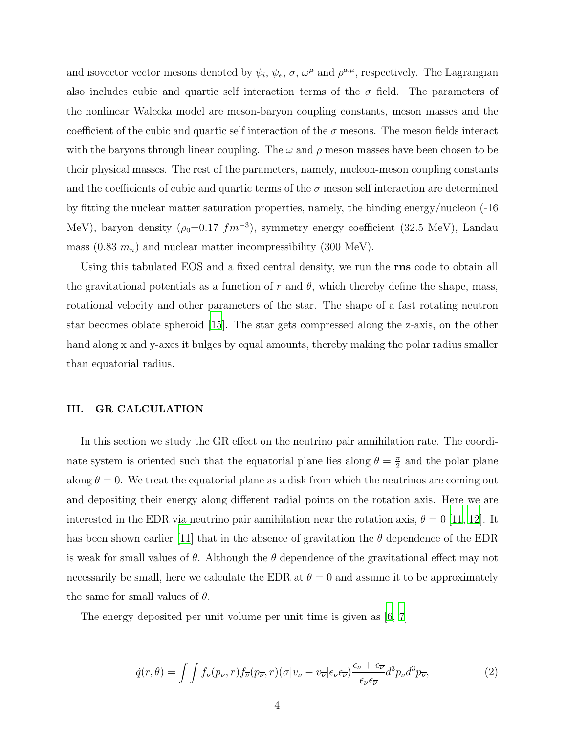and isovector vector mesons denoted by $\psi_i$, $\psi_e$, $\sigma$, $\omega^\mu$ and $\rho^{a,\mu}$, respectively. The Lagrangian also includes cubic and quartic self interaction terms of the $\sigma$ field. The parameters of the nonlinear Walecka model are meson-baryon coupling constants, meson masses and the coefficient of the cubic and quartic self interaction of the $\sigma$ mesons. The meson fields interact with the baryons through linear coupling. The $\omega$ and $\rho$ meson masses have been chosen to be their physical masses. The rest of the parameters, namely, nucleon-meson coupling constants and the coefficients of cubic and quartic terms of the $\sigma$ meson self interaction are determined by fitting the nuclear matter saturation properties, namely, the binding energy/nucleon (-16 MeV), baryon density ($\rho_0$=0.17 $fm^{-3}$), symmetry energy coefficient (32.5 MeV), Landau mass (0.83 $m_n$) and nuclear matter incompressibility (300 MeV).

Using this tabulated EOS and a fixed central density, we run the **rns** code to obtain all the gravitational potentials as a function of $r$ and $\theta$, which thereby define the shape, mass, rotational velocity and other parameters of the star. The shape of a fast rotating neutron star becomes oblate spheroid [15]. The star gets compressed along the z-axis, on the other hand along x and y-axes it bulges by equal amounts, thereby making the polar radius smaller than equatorial radius.

## III. GR CALCULATION

In this section we study the GR effect on the neutrino pair annihilation rate. The coordinate system is oriented such that the equatorial plane lies along $\theta = \frac{\pi}{2}$ and the polar plane along $\theta = 0$. We treat the equatorial plane as a disk from which the neutrinos are coming out and depositing their energy along different radial points on the rotation axis. Here we are interested in the EDR via neutrino pair annihilation near the rotation axis, $\theta = 0$ [11, 12]. It has been shown earlier [11] that in the absence of gravitation the $\theta$ dependence of the EDR is weak for small values of $\theta$. Although the $\theta$ dependence of the gravitational effect may not necessarily be small, here we calculate the EDR at $\theta = 0$ and assume it to be approximately the same for small values of $\theta$.

The energy deposited per unit volume per unit time is given as [6, 7]

$$\dot{q}(r,\theta) = \int\int f_\nu(p_\nu, r) f_{\overline{\nu}}(p_{\overline{\nu}}, r)(\sigma|v_\nu - v_{\overline{\nu}}|\epsilon_\nu \epsilon_{\overline{\nu}})\frac{\epsilon_\nu + \epsilon_{\overline{\nu}}}{\epsilon_\nu \epsilon_{\overline{\nu}}} d^3p_\nu d^3p_{\overline{\nu}}, \tag{2}$$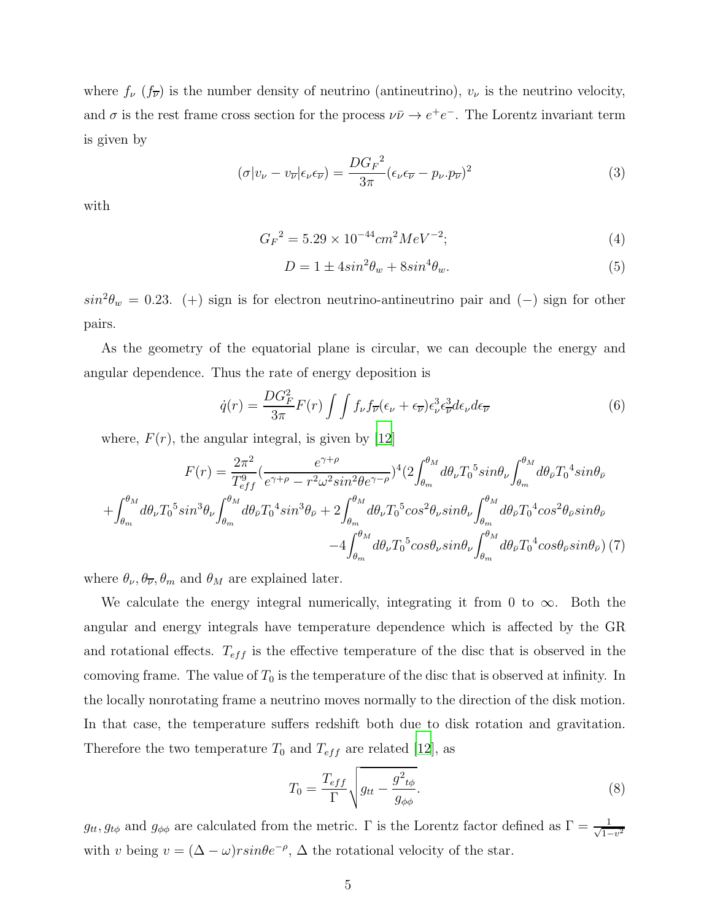where $f_\nu$ ($f_{\overline{\nu}}$) is the number density of neutrino (antineutrino), $v_\nu$ is the neutrino velocity, and $\sigma$ is the rest frame cross section for the process $\nu\bar{\nu} \rightarrow e^+e^-$. The Lorentz invariant term is given by

$$(\sigma|v_\nu - v_{\overline{\nu}}|\epsilon_\nu\epsilon_{\overline{\nu}}) = \frac{D{G_F}^2}{3\pi}(\epsilon_\nu\epsilon_{\overline{\nu}} - p_\nu.p_{\overline{\nu}})^2 \tag{3}$$

with

$${G_F}^2 = 5.29 \times 10^{-44} cm^2 MeV^{-2}; \tag{4}$$

$$D = 1 \pm 4sin^2\theta_w + 8sin^4\theta_w. \tag{5}$$

$sin^2\theta_w = 0.23$. $(+)$ sign is for electron neutrino-antineutrino pair and $(-)$ sign for other pairs.

As the geometry of the equatorial plane is circular, we can decouple the energy and angular dependence. Thus the rate of energy deposition is

$$\dot{q}(r) = \frac{DG_F^2}{3\pi}F(r)\int\int f_\nu f_{\overline{\nu}}(\epsilon_\nu + \epsilon_{\overline{\nu}})\epsilon_\nu^3\epsilon_{\overline{\nu}}^3 d\epsilon_\nu d\epsilon_{\overline{\nu}} \tag{6}$$

where, $F(r)$, the angular integral, is given by [12]

$$\begin{aligned} F(r) = \frac{2\pi^2}{T_{eff}^9}\left(\frac{e^{\gamma+\rho}}{e^{\gamma+\rho} - r^2\omega^2 sin^2\theta e^{\gamma-\rho}}\right)^4 \Bigg(2\int_{\theta_m}^{\theta_M} d\theta_\nu {T_0}^5 sin\theta_\nu \int_{\theta_m}^{\theta_M} d\theta_{\bar{\nu}} {T_0}^4 sin\theta_{\bar{\nu}} \\ + \int_{\theta_m}^{\theta_M} d\theta_\nu {T_0}^5 sin^3\theta_\nu \int_{\theta_m}^{\theta_M} d\theta_{\bar{\nu}} {T_0}^4 sin^3\theta_{\bar{\nu}} + 2\int_{\theta_m}^{\theta_M} d\theta_\nu {T_0}^5 cos^2\theta_\nu sin\theta_\nu \int_{\theta_m}^{\theta_M} d\theta_{\bar{\nu}} {T_0}^4 cos^2\theta_{\bar{\nu}} sin\theta_{\bar{\nu}} \\ -4\int_{\theta_m}^{\theta_M} d\theta_\nu {T_0}^5 cos\theta_\nu sin\theta_\nu \int_{\theta_m}^{\theta_M} d\theta_{\bar{\nu}} {T_0}^4 cos\theta_{\bar{\nu}} sin\theta_{\bar{\nu}}\Bigg) \end{aligned} \tag{7}$$

where $\theta_\nu, \theta_{\overline{\nu}}, \theta_m$ and $\theta_M$ are explained later.

We calculate the energy integral numerically, integrating it from 0 to $\infty$. Both the angular and energy integrals have temperature dependence which is affected by the GR and rotational effects. $T_{eff}$ is the effective temperature of the disc that is observed in the comoving frame. The value of $T_0$ is the temperature of the disc that is observed at infinity. In the locally nonrotating frame a neutrino moves normally to the direction of the disk motion. In that case, the temperature suffers redshift both due to disk rotation and gravitation. Therefore the two temperature $T_0$ and $T_{eff}$ are related [12], as

$$T_0 = \frac{T_{eff}}{\Gamma}\sqrt{g_{tt} - \frac{{g^2}_{t\phi}}{g_{\phi\phi}}}. \tag{8}$$

$g_{tt}, g_{t\phi}$ and $g_{\phi\phi}$ are calculated from the metric. $\Gamma$ is the Lorentz factor defined as $\Gamma = \frac{1}{\sqrt{1-v^2}}$ with $v$ being $v = (\Delta - \omega)rsin\theta e^{-\rho}$, $\Delta$ the rotational velocity of the star.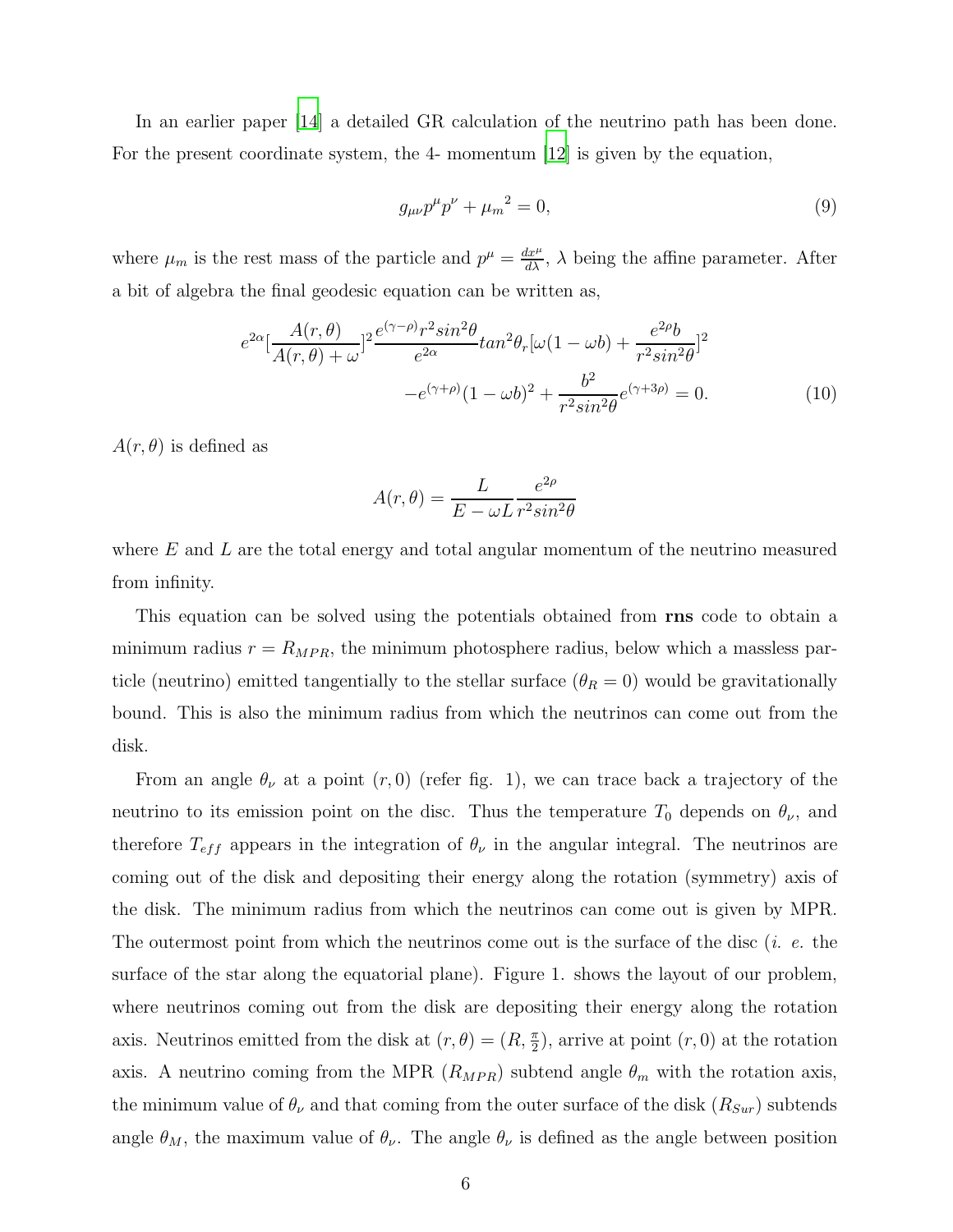In an earlier paper [14] a detailed GR calculation of the neutrino path has been done. For the present coordinate system, the 4- momentum [12] is given by the equation,

$$g_{\mu\nu}p^{\mu}p^{\nu} + {\mu_m}^2 = 0, \tag{9}$$

where $\mu_m$ is the rest mass of the particle and $p^{\mu} = \frac{dx^{\mu}}{d\lambda}$, $\lambda$ being the affine parameter. After a bit of algebra the final geodesic equation can be written as,

$$\begin{aligned} e^{2\alpha}[\frac{A(r,\theta)}{A(r,\theta)+\omega}]^2 \frac{e^{(\gamma-\rho)}r^2 sin^2\theta}{e^{2\alpha}} tan^2\theta_r [\omega(1-\omega b) + \frac{e^{2\rho}b}{r^2 sin^2\theta}]^2 \\ -e^{(\gamma+\rho)}(1-\omega b)^2 + \frac{b^2}{r^2 sin^2\theta}e^{(\gamma+3\rho)} = 0. \end{aligned} \tag{10}$$

$A(r,\theta)$ is defined as

$$A(r,\theta) = \frac{L}{E-\omega L}\frac{e^{2\rho}}{r^2 sin^2\theta}$$

where $E$ and $L$ are the total energy and total angular momentum of the neutrino measured from infinity.

This equation can be solved using the potentials obtained from **rns** code to obtain a minimum radius $r = R_{MPR}$, the minimum photosphere radius, below which a massless particle (neutrino) emitted tangentially to the stellar surface ($\theta_R = 0$) would be gravitationally bound. This is also the minimum radius from which the neutrinos can come out from the disk.

From an angle $\theta_\nu$ at a point $(r, 0)$ (refer fig. 1), we can trace back a trajectory of the neutrino to its emission point on the disc. Thus the temperature $T_0$ depends on $\theta_\nu$, and therefore $T_{eff}$ appears in the integration of $\theta_\nu$ in the angular integral. The neutrinos are coming out of the disk and depositing their energy along the rotation (symmetry) axis of the disk. The minimum radius from which the neutrinos can come out is given by MPR. The outermost point from which the neutrinos come out is the surface of the disc (*i. e.* the surface of the star along the equatorial plane). Figure 1. shows the layout of our problem, where neutrinos coming out from the disk are depositing their energy along the rotation axis. Neutrinos emitted from the disk at $(r,\theta) = (R, \frac{\pi}{2})$, arrive at point $(r, 0)$ at the rotation axis. A neutrino coming from the MPR ($R_{MPR}$) subtend angle $\theta_m$ with the rotation axis, the minimum value of $\theta_\nu$ and that coming from the outer surface of the disk ($R_{Sur}$) subtends angle $\theta_M$, the maximum value of $\theta_\nu$. The angle $\theta_\nu$ is defined as the angle between position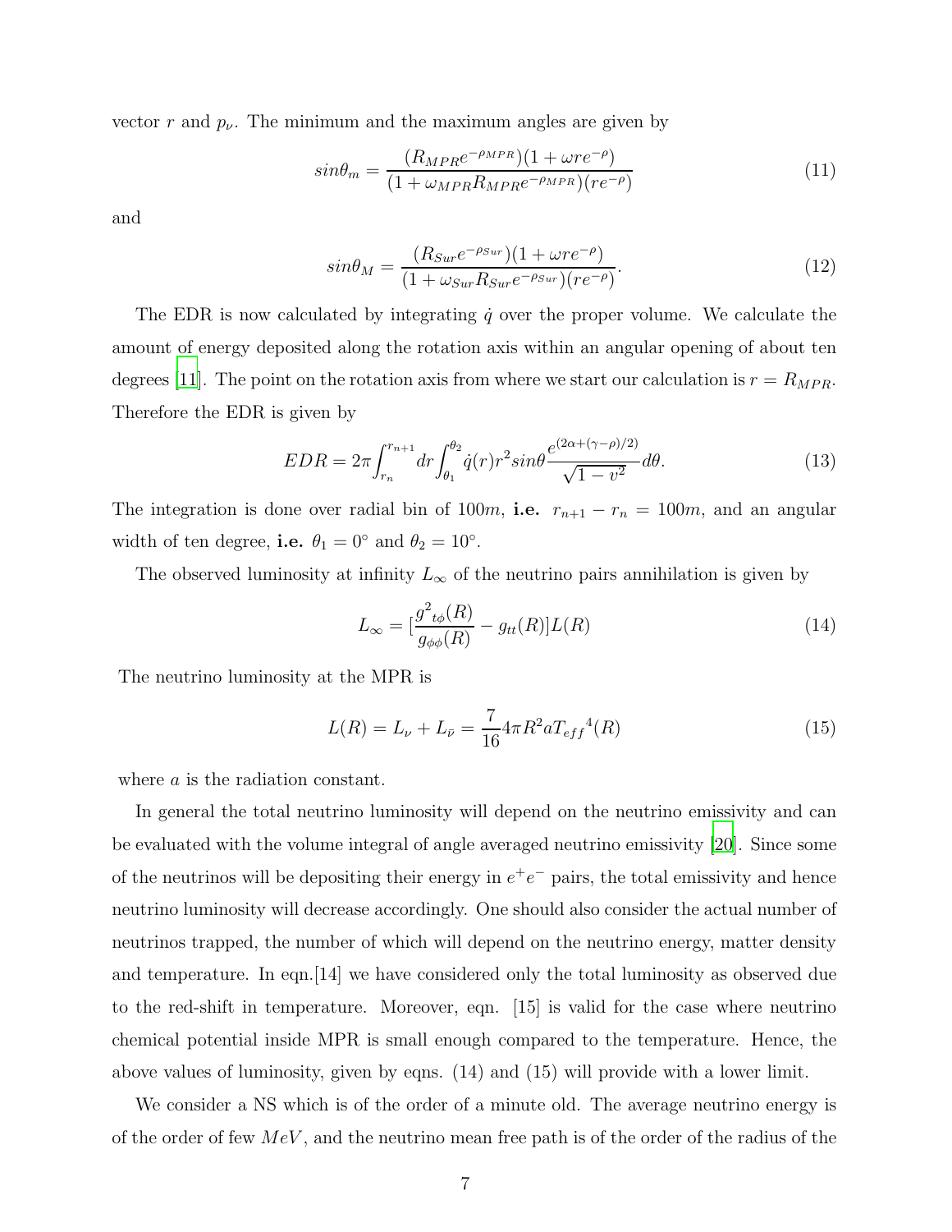vector $r$ and $p_\nu$. The minimum and the maximum angles are given by

$$sin\theta_m = \frac{(R_{MPR}e^{-\rho_{MPR}})(1+\omega r e^{-\rho})}{(1+\omega_{MPR}R_{MPR}e^{-\rho_{MPR}})(re^{-\rho})} \tag{11}$$

and

$$sin\theta_M = \frac{(R_{Sur}e^{-\rho_{Sur}})(1+\omega r e^{-\rho})}{(1+\omega_{Sur}R_{Sur}e^{-\rho_{Sur}})(re^{-\rho})}. \tag{12}$$

The EDR is now calculated by integrating $\dot{q}$ over the proper volume. We calculate the amount of energy deposited along the rotation axis within an angular opening of about ten degrees [11]. The point on the rotation axis from where we start our calculation is $r = R_{MPR}$. Therefore the EDR is given by

$$EDR = 2\pi \int_{r_n}^{r_{n+1}} dr \int_{\theta_1}^{\theta_2} \dot{q}(r) r^2 sin\theta \frac{e^{(2\alpha + (\gamma - \rho)/2)}}{\sqrt{1-v^2}} d\theta. \tag{13}$$

The integration is done over radial bin of $100m$, **i.e.** $r_{n+1} - r_n = 100m$, and an angular width of ten degree, **i.e.** $\theta_1 = 0^\circ$ and $\theta_2 = 10^\circ$.

The observed luminosity at infinity $L_\infty$ of the neutrino pairs annihilation is given by

$$L_\infty = [\frac{{g^2}_{t\phi}(R)}{g_{\phi\phi}(R)} - g_{tt}(R)] L(R) \tag{14}$$

The neutrino luminosity at the MPR is

$$L(R) = L_\nu + L_{\bar{\nu}} = \frac{7}{16} 4\pi R^2 a {T_{eff}}^4(R) \tag{15}$$

where $a$ is the radiation constant.

In general the total neutrino luminosity will depend on the neutrino emissivity and can be evaluated with the volume integral of angle averaged neutrino emissivity [20]. Since some of the neutrinos will be depositing their energy in $e^+e^-$ pairs, the total emissivity and hence neutrino luminosity will decrease accordingly. One should also consider the actual number of neutrinos trapped, the number of which will depend on the neutrino energy, matter density and temperature. In eqn.[14] we have considered only the total luminosity as observed due to the red-shift in temperature. Moreover, eqn. [15] is valid for the case where neutrino chemical potential inside MPR is small enough compared to the temperature. Hence, the above values of luminosity, given by eqns. (14) and (15) will provide with a lower limit.

We consider a NS which is of the order of a minute old. The average neutrino energy is of the order of few $MeV$, and the neutrino mean free path is of the order of the radius of the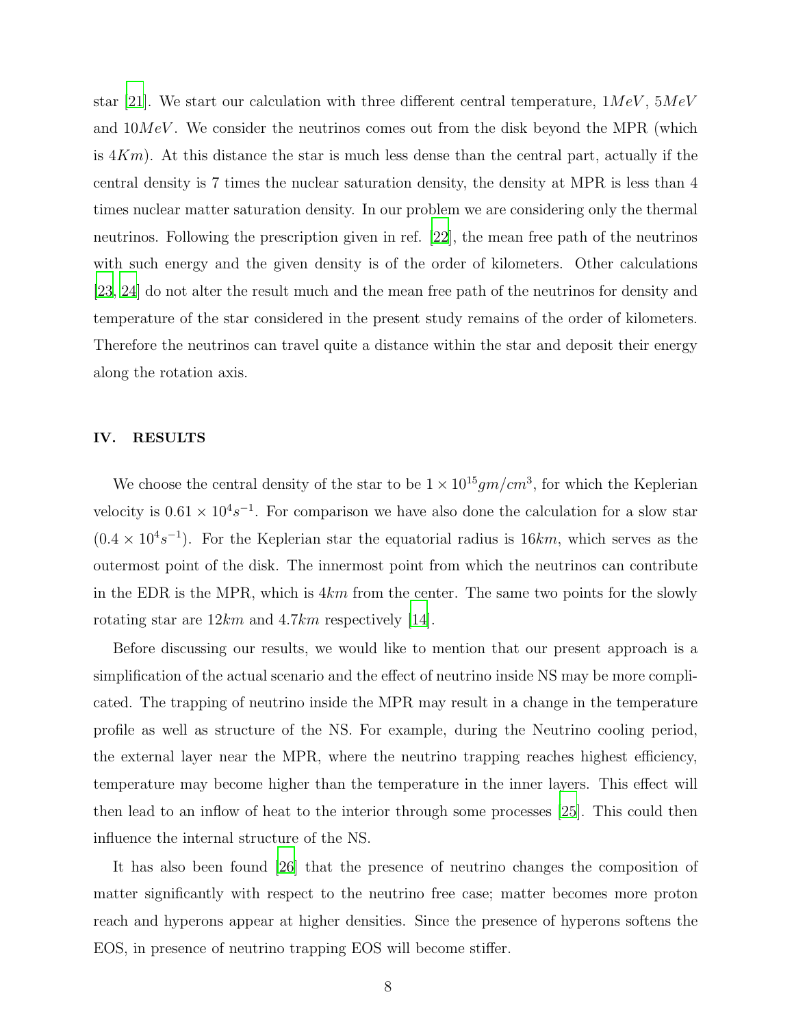star [21]. We start our calculation with three different central temperature, $1MeV$, $5MeV$ and $10MeV$. We consider the neutrinos comes out from the disk beyond the MPR (which is $4Km$). At this distance the star is much less dense than the central part, actually if the central density is 7 times the nuclear saturation density, the density at MPR is less than 4 times nuclear matter saturation density. In our problem we are considering only the thermal neutrinos. Following the prescription given in ref. [22], the mean free path of the neutrinos with such energy and the given density is of the order of kilometers. Other calculations [23, 24] do not alter the result much and the mean free path of the neutrinos for density and temperature of the star considered in the present study remains of the order of kilometers. Therefore the neutrinos can travel quite a distance within the star and deposit their energy along the rotation axis.

## IV. RESULTS

We choose the central density of the star to be $1 \times 10^{15} gm/cm^3$, for which the Keplerian velocity is $0.61 \times 10^4 s^{-1}$. For comparison we have also done the calculation for a slow star ($0.4 \times 10^4 s^{-1}$). For the Keplerian star the equatorial radius is $16km$, which serves as the outermost point of the disk. The innermost point from which the neutrinos can contribute in the EDR is the MPR, which is $4km$ from the center. The same two points for the slowly rotating star are $12km$ and $4.7km$ respectively [14].

Before discussing our results, we would like to mention that our present approach is a simplification of the actual scenario and the effect of neutrino inside NS may be more complicated. The trapping of neutrino inside the MPR may result in a change in the temperature profile as well as structure of the NS. For example, during the Neutrino cooling period, the external layer near the MPR, where the neutrino trapping reaches highest efficiency, temperature may become higher than the temperature in the inner layers. This effect will then lead to an inflow of heat to the interior through some processes [25]. This could then influence the internal structure of the NS.

It has also been found [26] that the presence of neutrino changes the composition of matter significantly with respect to the neutrino free case; matter becomes more proton reach and hyperons appear at higher densities. Since the presence of hyperons softens the EOS, in presence of neutrino trapping EOS will become stiffer.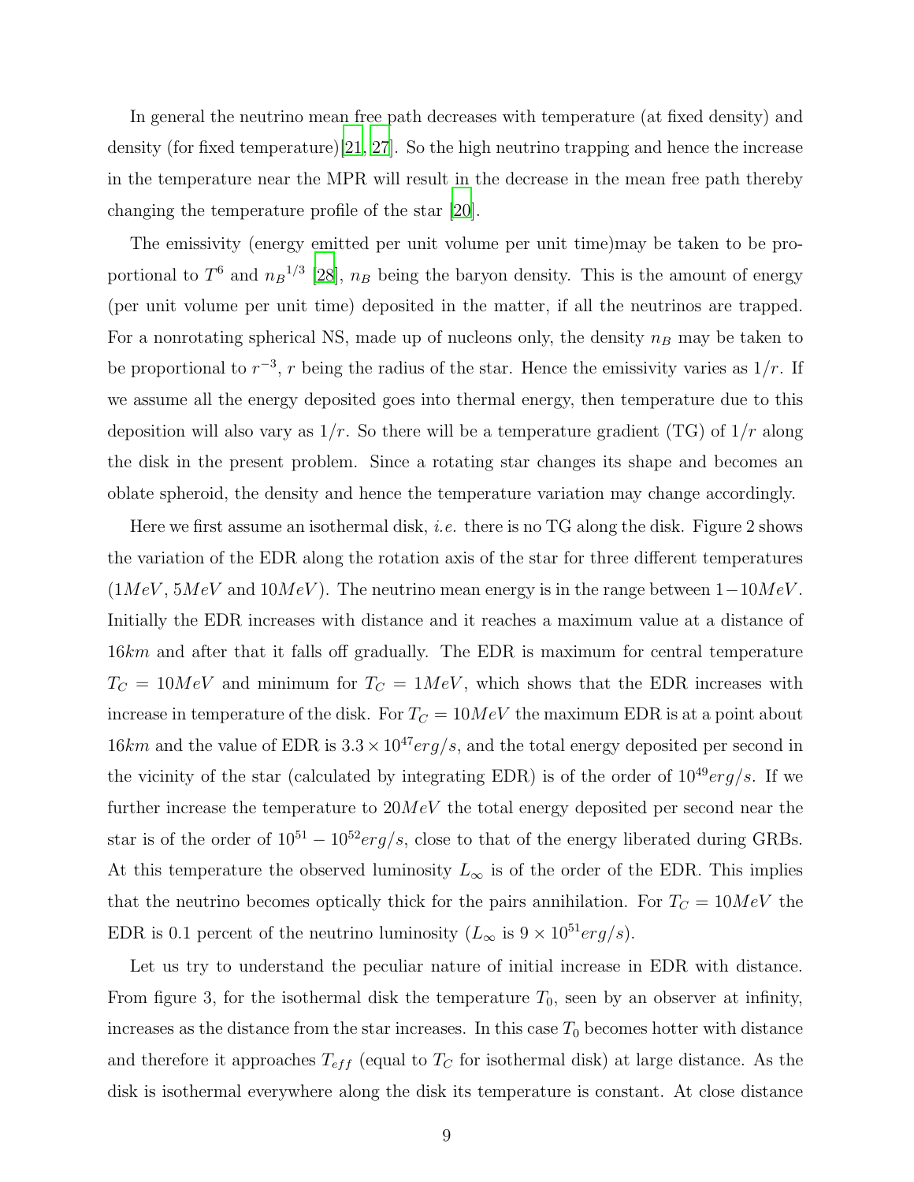In general the neutrino mean free path decreases with temperature (at fixed density) and density (for fixed temperature)[21, 27]. So the high neutrino trapping and hence the increase in the temperature near the MPR will result in the decrease in the mean free path thereby changing the temperature profile of the star [20].

The emissivity (energy emitted per unit volume per unit time)may be taken to be proportional to $T^6$ and ${n_B}^{1/3}$ [28], $n_B$ being the baryon density. This is the amount of energy (per unit volume per unit time) deposited in the matter, if all the neutrinos are trapped. For a nonrotating spherical NS, made up of nucleons only, the density $n_B$ may be taken to be proportional to $r^{-3}$, $r$ being the radius of the star. Hence the emissivity varies as $1/r$. If we assume all the energy deposited goes into thermal energy, then temperature due to this deposition will also vary as $1/r$. So there will be a temperature gradient (TG) of $1/r$ along the disk in the present problem. Since a rotating star changes its shape and becomes an oblate spheroid, the density and hence the temperature variation may change accordingly.

Here we first assume an isothermal disk, *i.e.* there is no TG along the disk. Figure 2 shows the variation of the EDR along the rotation axis of the star for three different temperatures ($1MeV$, $5MeV$ and $10MeV$). The neutrino mean energy is in the range between $1-10MeV$. Initially the EDR increases with distance and it reaches a maximum value at a distance of $16km$ and after that it falls off gradually. The EDR is maximum for central temperature $T_C = 10MeV$ and minimum for $T_C = 1MeV$, which shows that the EDR increases with increase in temperature of the disk. For $T_C = 10MeV$ the maximum EDR is at a point about $16km$ and the value of EDR is $3.3 \times 10^{47} erg/s$, and the total energy deposited per second in the vicinity of the star (calculated by integrating EDR) is of the order of $10^{49} erg/s$. If we further increase the temperature to $20MeV$ the total energy deposited per second near the star is of the order of $10^{51} - 10^{52} erg/s$, close to that of the energy liberated during GRBs. At this temperature the observed luminosity $L_\infty$ is of the order of the EDR. This implies that the neutrino becomes optically thick for the pairs annihilation. For $T_C = 10MeV$ the EDR is 0.1 percent of the neutrino luminosity ($L_\infty$ is $9 \times 10^{51} erg/s$).

Let us try to understand the peculiar nature of initial increase in EDR with distance. From figure 3, for the isothermal disk the temperature $T_0$, seen by an observer at infinity, increases as the distance from the star increases. In this case $T_0$ becomes hotter with distance and therefore it approaches $T_{eff}$ (equal to $T_C$ for isothermal disk) at large distance. As the disk is isothermal everywhere along the disk its temperature is constant. At close distance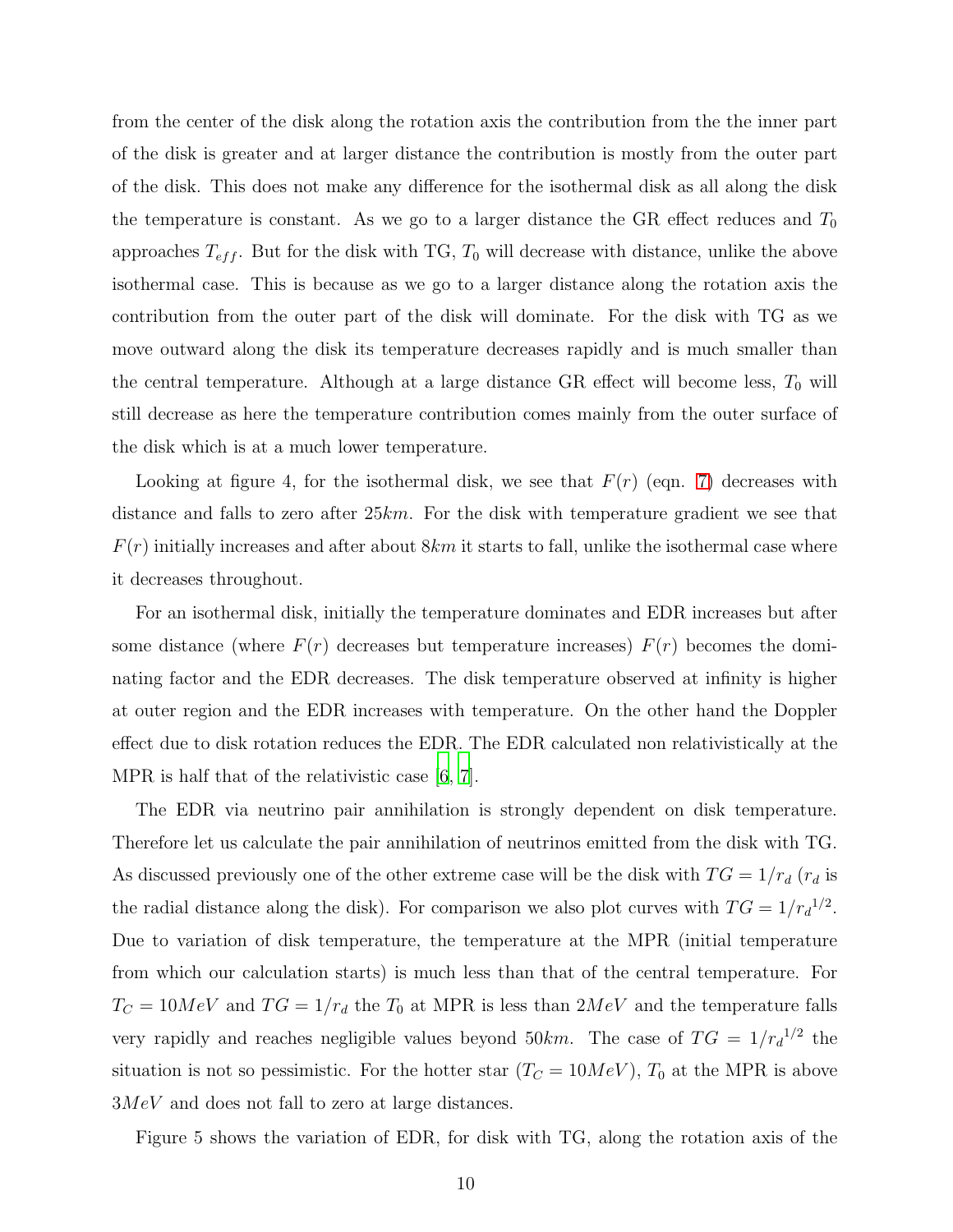from the center of the disk along the rotation axis the contribution from the the inner part of the disk is greater and at larger distance the contribution is mostly from the outer part of the disk. This does not make any difference for the isothermal disk as all along the disk the temperature is constant. As we go to a larger distance the GR effect reduces and $T_0$ approaches $T_{eff}$. But for the disk with TG, $T_0$ will decrease with distance, unlike the above isothermal case. This is because as we go to a larger distance along the rotation axis the contribution from the outer part of the disk will dominate. For the disk with TG as we move outward along the disk its temperature decreases rapidly and is much smaller than the central temperature. Although at a large distance GR effect will become less, $T_0$ will still decrease as here the temperature contribution comes mainly from the outer surface of the disk which is at a much lower temperature.

Looking at figure 4, for the isothermal disk, we see that $F(r)$ (eqn. 7) decreases with distance and falls to zero after $25km$. For the disk with temperature gradient we see that $F(r)$ initially increases and after about $8km$ it starts to fall, unlike the isothermal case where it decreases throughout.

For an isothermal disk, initially the temperature dominates and EDR increases but after some distance (where $F(r)$ decreases but temperature increases) $F(r)$ becomes the dominating factor and the EDR decreases. The disk temperature observed at infinity is higher at outer region and the EDR increases with temperature. On the other hand the Doppler effect due to disk rotation reduces the EDR. The EDR calculated non relativistically at the MPR is half that of the relativistic case [6, 7].

The EDR via neutrino pair annihilation is strongly dependent on disk temperature. Therefore let us calculate the pair annihilation of neutrinos emitted from the disk with TG. As discussed previously one of the other extreme case will be the disk with $TG = 1/r_d$ ($r_d$ is the radial distance along the disk). For comparison we also plot curves with $TG = 1/{r_d}^{1/2}$. Due to variation of disk temperature, the temperature at the MPR (initial temperature from which our calculation starts) is much less than that of the central temperature. For $T_C = 10MeV$ and $TG = 1/r_d$ the $T_0$ at MPR is less than $2MeV$ and the temperature falls very rapidly and reaches negligible values beyond $50km$. The case of $TG = 1/{r_d}^{1/2}$ the situation is not so pessimistic. For the hotter star ($T_C = 10MeV$), $T_0$ at the MPR is above $3MeV$ and does not fall to zero at large distances.

Figure 5 shows the variation of EDR, for disk with TG, along the rotation axis of the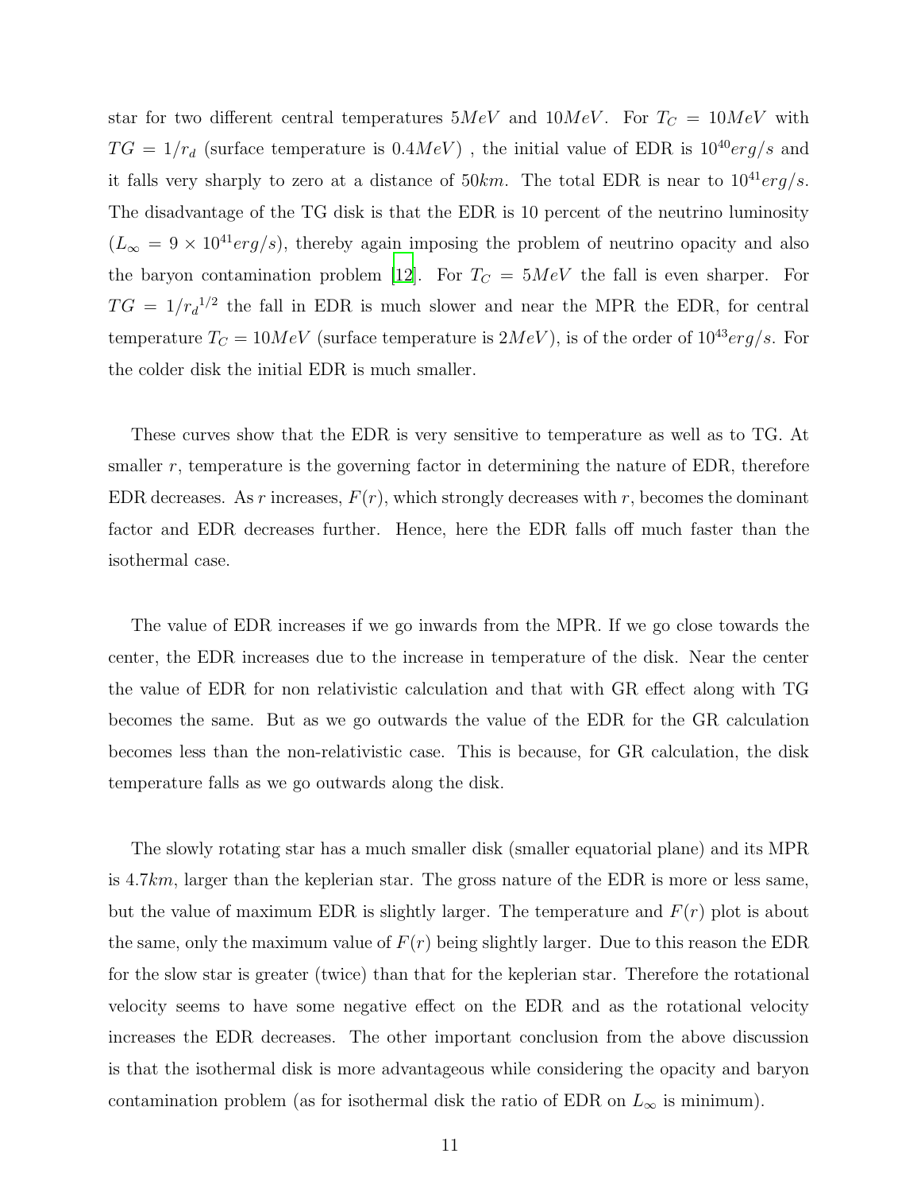star for two different central temperatures $5MeV$ and $10MeV$. For $T_C = 10MeV$ with $TG = 1/r_d$ (surface temperature is $0.4MeV$) , the initial value of EDR is $10^{40} erg/s$ and it falls very sharply to zero at a distance of $50km$. The total EDR is near to $10^{41} erg/s$. The disadvantage of the TG disk is that the EDR is 10 percent of the neutrino luminosity ($L_\infty = 9 \times 10^{41} erg/s$), thereby again imposing the problem of neutrino opacity and also the baryon contamination problem [12]. For $T_C = 5MeV$ the fall is even sharper. For $TG = 1/{r_d}^{1/2}$ the fall in EDR is much slower and near the MPR the EDR, for central temperature $T_C = 10MeV$ (surface temperature is $2MeV$), is of the order of $10^{43} erg/s$. For the colder disk the initial EDR is much smaller.

These curves show that the EDR is very sensitive to temperature as well as to TG. At smaller $r$, temperature is the governing factor in determining the nature of EDR, therefore EDR decreases. As $r$ increases, $F(r)$, which strongly decreases with $r$, becomes the dominant factor and EDR decreases further. Hence, here the EDR falls off much faster than the isothermal case.

The value of EDR increases if we go inwards from the MPR. If we go close towards the center, the EDR increases due to the increase in temperature of the disk. Near the center the value of EDR for non relativistic calculation and that with GR effect along with TG becomes the same. But as we go outwards the value of the EDR for the GR calculation becomes less than the non-relativistic case. This is because, for GR calculation, the disk temperature falls as we go outwards along the disk.

The slowly rotating star has a much smaller disk (smaller equatorial plane) and its MPR is $4.7km$, larger than the keplerian star. The gross nature of the EDR is more or less same, but the value of maximum EDR is slightly larger. The temperature and $F(r)$ plot is about the same, only the maximum value of $F(r)$ being slightly larger. Due to this reason the EDR for the slow star is greater (twice) than that for the keplerian star. Therefore the rotational velocity seems to have some negative effect on the EDR and as the rotational velocity increases the EDR decreases. The other important conclusion from the above discussion is that the isothermal disk is more advantageous while considering the opacity and baryon contamination problem (as for isothermal disk the ratio of EDR on $L_\infty$ is minimum).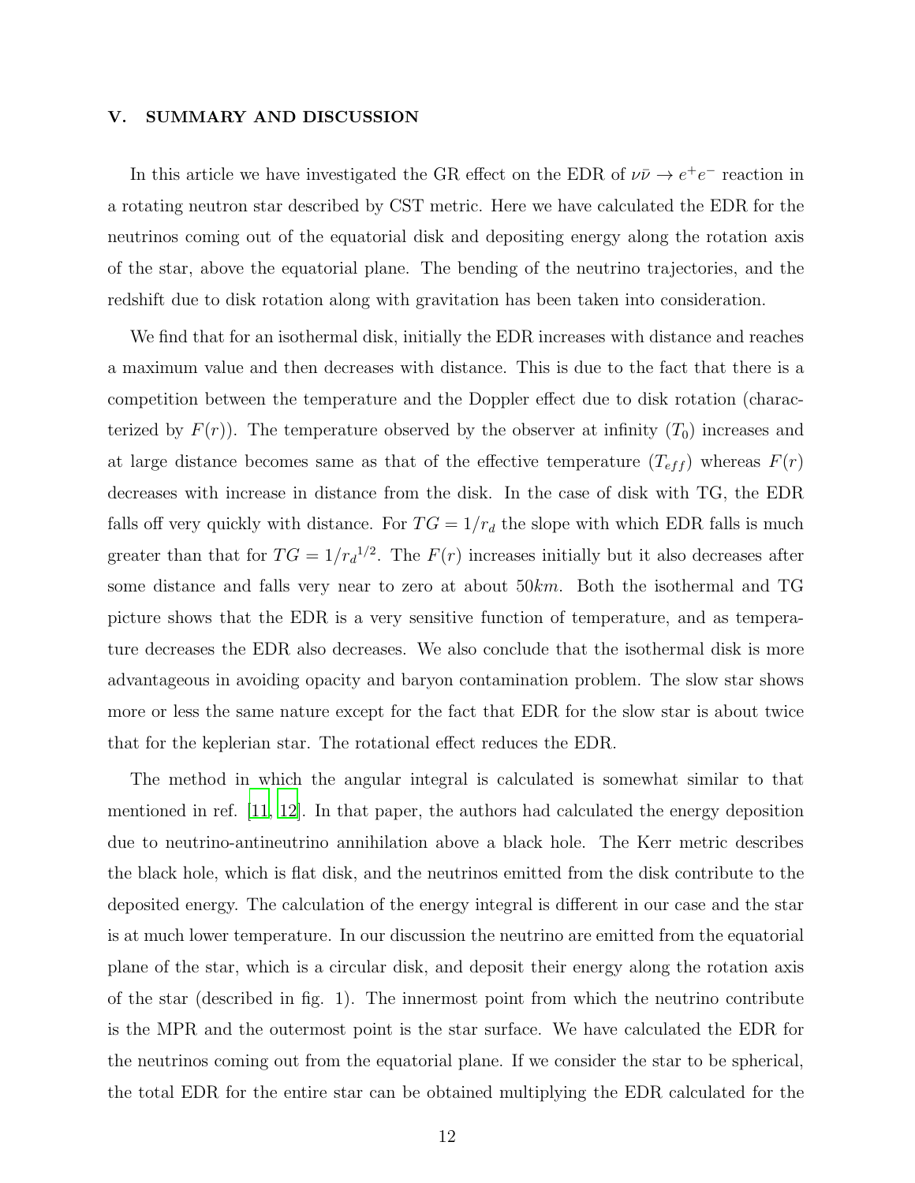## V. SUMMARY AND DISCUSSION

In this article we have investigated the GR effect on the EDR of $\nu\bar{\nu} \rightarrow e^+e^-$ reaction in a rotating neutron star described by CST metric. Here we have calculated the EDR for the neutrinos coming out of the equatorial disk and depositing energy along the rotation axis of the star, above the equatorial plane. The bending of the neutrino trajectories, and the redshift due to disk rotation along with gravitation has been taken into consideration.

We find that for an isothermal disk, initially the EDR increases with distance and reaches a maximum value and then decreases with distance. This is due to the fact that there is a competition between the temperature and the Doppler effect due to disk rotation (characterized by $F(r)$). The temperature observed by the observer at infinity ($T_0$) increases and at large distance becomes same as that of the effective temperature ($T_{eff}$) whereas $F(r)$ decreases with increase in distance from the disk. In the case of disk with TG, the EDR falls off very quickly with distance. For $TG = 1/r_d$ the slope with which EDR falls is much greater than that for $TG = 1/{r_d}^{1/2}$. The $F(r)$ increases initially but it also decreases after some distance and falls very near to zero at about $50km$. Both the isothermal and TG picture shows that the EDR is a very sensitive function of temperature, and as temperature decreases the EDR also decreases. We also conclude that the isothermal disk is more advantageous in avoiding opacity and baryon contamination problem. The slow star shows more or less the same nature except for the fact that EDR for the slow star is about twice that for the keplerian star. The rotational effect reduces the EDR.

The method in which the angular integral is calculated is somewhat similar to that mentioned in ref. [11, 12]. In that paper, the authors had calculated the energy deposition due to neutrino-antineutrino annihilation above a black hole. The Kerr metric describes the black hole, which is flat disk, and the neutrinos emitted from the disk contribute to the deposited energy. The calculation of the energy integral is different in our case and the star is at much lower temperature. In our discussion the neutrino are emitted from the equatorial plane of the star, which is a circular disk, and deposit their energy along the rotation axis of the star (described in fig. 1). The innermost point from which the neutrino contribute is the MPR and the outermost point is the star surface. We have calculated the EDR for the neutrinos coming out from the equatorial plane. If we consider the star to be spherical, the total EDR for the entire star can be obtained multiplying the EDR calculated for the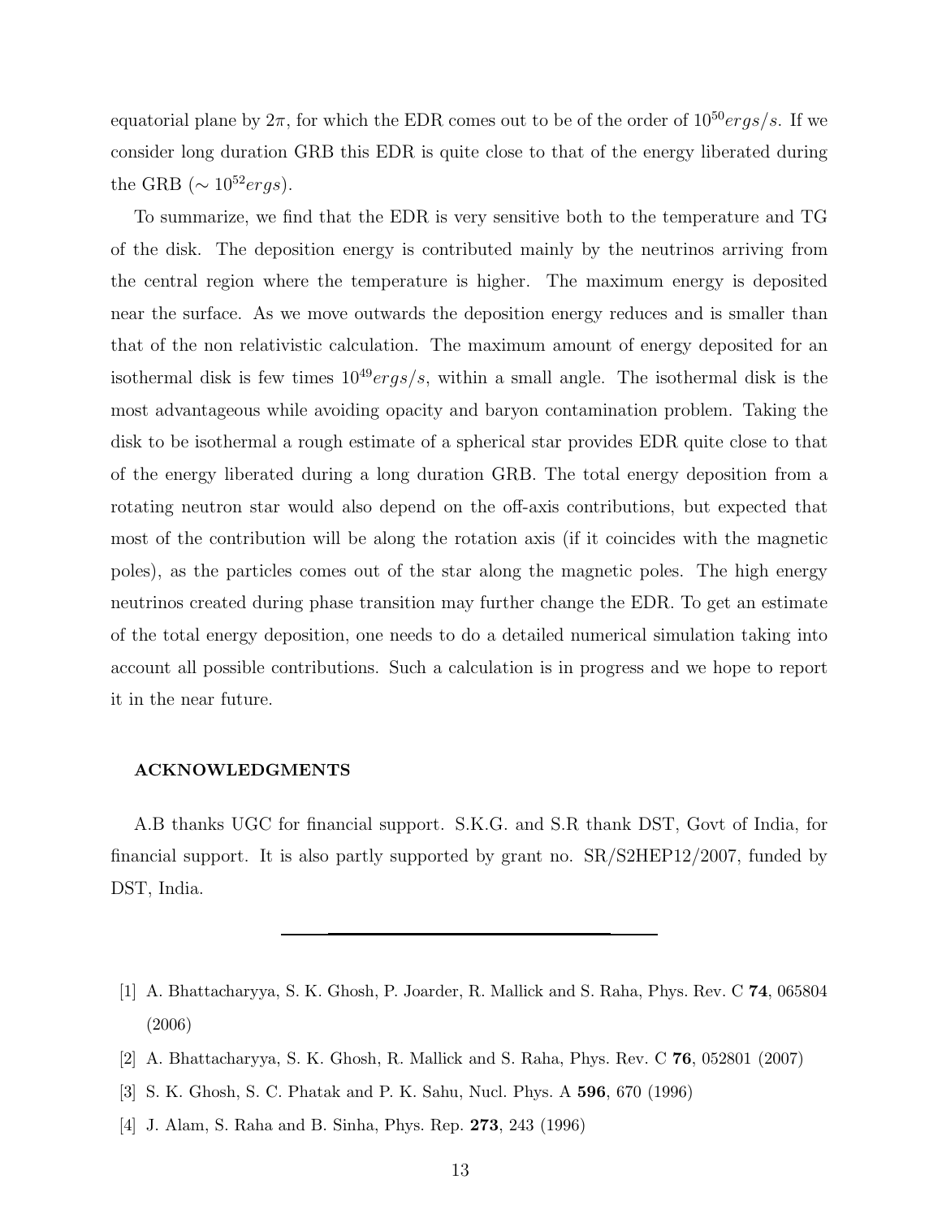equatorial plane by $2\pi$, for which the EDR comes out to be of the order of $10^{50} ergs/s$. If we consider long duration GRB this EDR is quite close to that of the energy liberated during the GRB ($\sim 10^{52} ergs$).

To summarize, we find that the EDR is very sensitive both to the temperature and TG of the disk. The deposition energy is contributed mainly by the neutrinos arriving from the central region where the temperature is higher. The maximum energy is deposited near the surface. As we move outwards the deposition energy reduces and is smaller than that of the non relativistic calculation. The maximum amount of energy deposited for an isothermal disk is few times $10^{49} ergs/s$, within a small angle. The isothermal disk is the most advantageous while avoiding opacity and baryon contamination problem. Taking the disk to be isothermal a rough estimate of a spherical star provides EDR quite close to that of the energy liberated during a long duration GRB. The total energy deposition from a rotating neutron star would also depend on the off-axis contributions, but expected that most of the contribution will be along the rotation axis (if it coincides with the magnetic poles), as the particles comes out of the star along the magnetic poles. The high energy neutrinos created during phase transition may further change the EDR. To get an estimate of the total energy deposition, one needs to do a detailed numerical simulation taking into account all possible contributions. Such a calculation is in progress and we hope to report it in the near future.

#### ACKNOWLEDGMENTS

A.B thanks UGC for financial support. S.K.G. and S.R thank DST, Govt of India, for financial support. It is also partly supported by grant no. SR/S2HEP12/2007, funded by DST, India.

---

[1] A. Bhattacharyya, S. K. Ghosh, P. Joarder, R. Mallick and S. Raha, Phys. Rev. C **74**, 065804 (2006)

[2] A. Bhattacharyya, S. K. Ghosh, R. Mallick and S. Raha, Phys. Rev. C **76**, 052801 (2007)

[3] S. K. Ghosh, S. C. Phatak and P. K. Sahu, Nucl. Phys. A **596**, 670 (1996)

[4] J. Alam, S. Raha and B. Sinha, Phys. Rep. **273**, 243 (1996)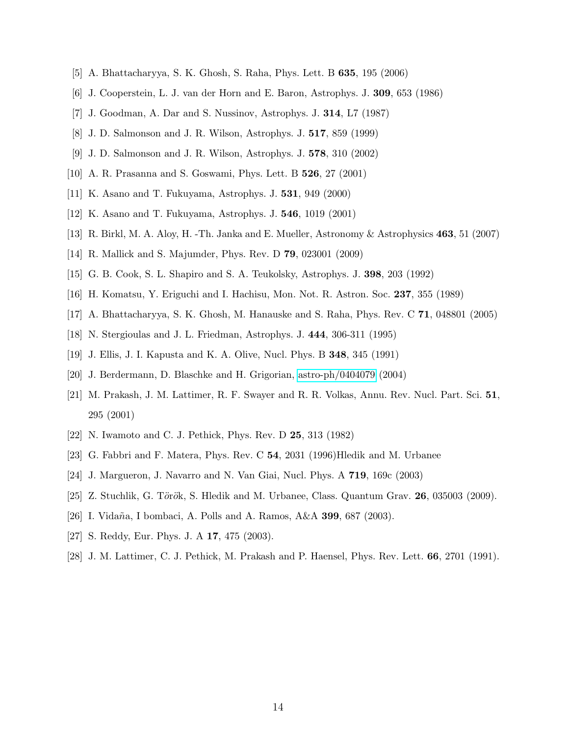[5] A. Bhattacharyya, S. K. Ghosh, S. Raha, Phys. Lett. B **635**, 195 (2006)

[6] J. Cooperstein, L. J. van der Horn and E. Baron, Astrophys. J. **309**, 653 (1986)

[7] J. Goodman, A. Dar and S. Nussinov, Astrophys. J. **314**, L7 (1987)

[8] J. D. Salmonson and J. R. Wilson, Astrophys. J. **517**, 859 (1999)

[9] J. D. Salmonson and J. R. Wilson, Astrophys. J. **578**, 310 (2002)

[10] A. R. Prasanna and S. Goswami, Phys. Lett. B **526**, 27 (2001)

[11] K. Asano and T. Fukuyama, Astrophys. J. **531**, 949 (2000)

[12] K. Asano and T. Fukuyama, Astrophys. J. **546**, 1019 (2001)

[13] R. Birkl, M. A. Aloy, H. -Th. Janka and E. Mueller, Astronomy & Astrophysics **463**, 51 (2007)

[14] R. Mallick and S. Majumder, Phys. Rev. D **79**, 023001 (2009)

[15] G. B. Cook, S. L. Shapiro and S. A. Teukolsky, Astrophys. J. **398**, 203 (1992)

[16] H. Komatsu, Y. Eriguchi and I. Hachisu, Mon. Not. R. Astron. Soc. **237**, 355 (1989)

[17] A. Bhattacharyya, S. K. Ghosh, M. Hanauske and S. Raha, Phys. Rev. C **71**, 048801 (2005)

[18] N. Stergioulas and J. L. Friedman, Astrophys. J. **444**, 306-311 (1995)

[19] J. Ellis, J. I. Kapusta and K. A. Olive, Nucl. Phys. B **348**, 345 (1991)

[20] J. Berdermann, D. Blaschke and H. Grigorian, astro-ph/0404079 (2004)

[21] M. Prakash, J. M. Lattimer, R. F. Swayer and R. R. Volkas, Annu. Rev. Nucl. Part. Sci. **51**, 295 (2001)

[22] N. Iwamoto and C. J. Pethick, Phys. Rev. D **25**, 313 (1982)

[23] G. Fabbri and F. Matera, Phys. Rev. C **54**, 2031 (1996)Hledik and M. Urbanee

[24] J. Margueron, J. Navarro and N. Van Giai, Nucl. Phys. A **719**, 169c (2003)

[25] Z. Stuchlik, G. Török, S. Hledik and M. Urbanee, Class. Quantum Grav. **26**, 035003 (2009).

[26] I. Vidaña, I bombaci, A. Polls and A. Ramos, A&A **399**, 687 (2003).

[27] S. Reddy, Eur. Phys. J. A **17**, 475 (2003).

[28] J. M. Lattimer, C. J. Pethick, M. Prakash and P. Haensel, Phys. Rev. Lett. **66**, 2701 (1991).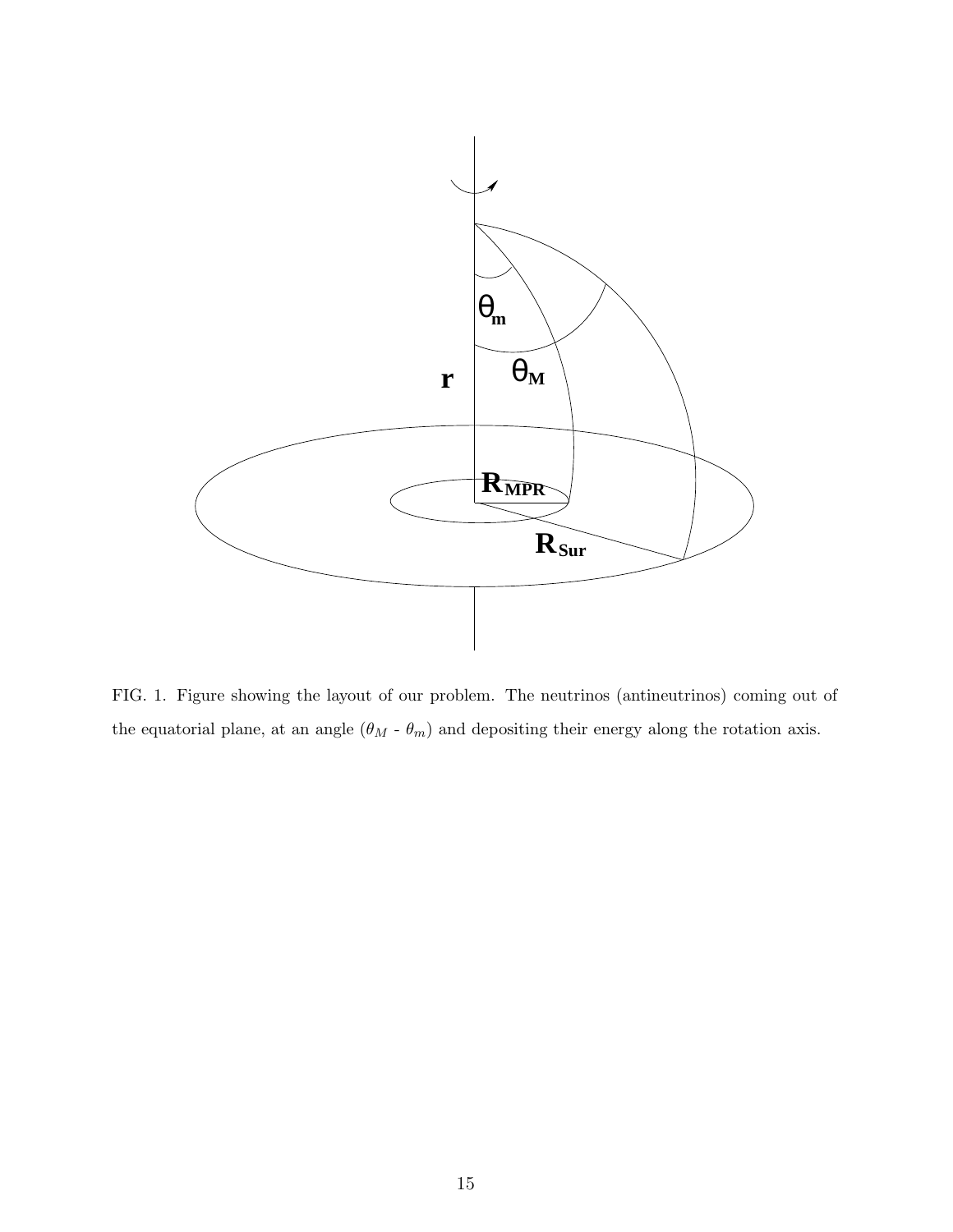FIG. 1. Figure showing the layout of our problem. The neutrinos (antineutrinos) coming out of the equatorial plane, at an angle ($\theta_M$ - $\theta_m$) and depositing their energy along the rotation axis.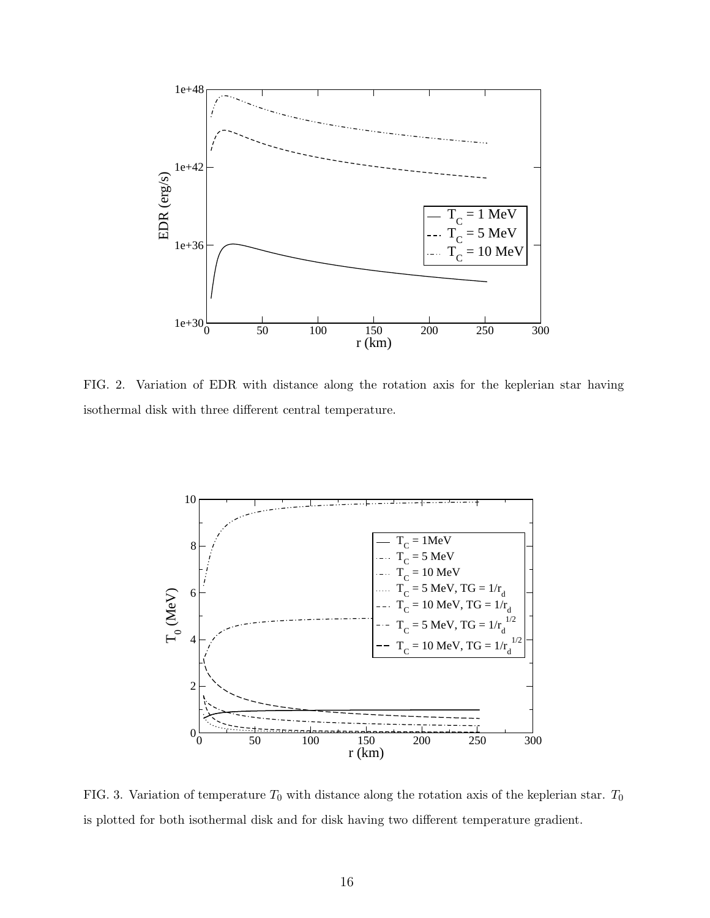FIG. 2. Variation of EDR with distance along the rotation axis for the keplerian star having isothermal disk with three different central temperature.

FIG. 3. Variation of temperature $T_0$ with distance along the rotation axis of the keplerian star. $T_0$ is plotted for both isothermal disk and for disk having two different temperature gradient.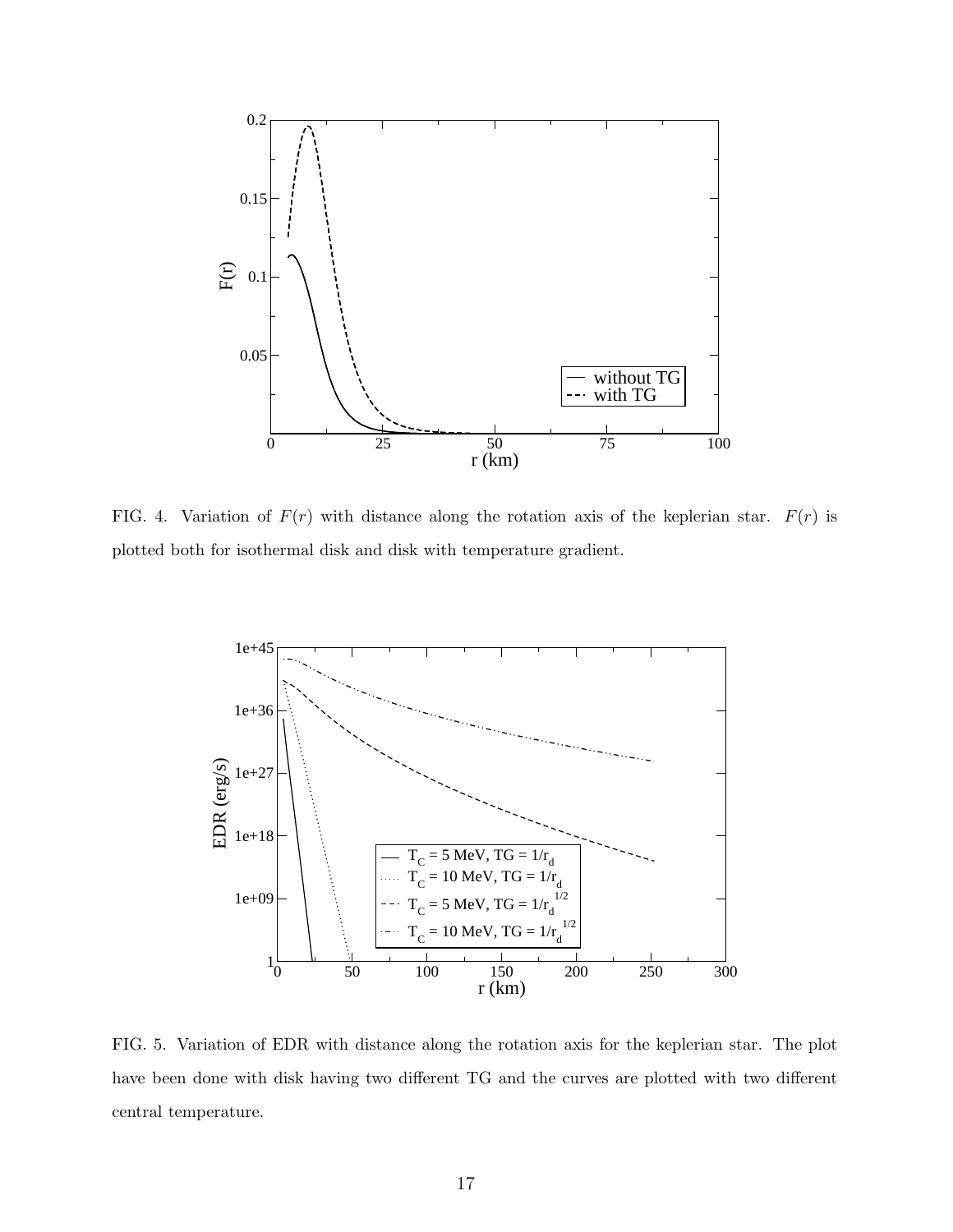0.2

0.15

F(r)

0.1

0.05

0

25

50

75

100

r (km)

without TG

with TG

FIG. 4. Variation of $F(r)$ with distance along the rotation axis of the keplerian star. $F(r)$ is plotted both for isothermal disk and disk with temperature gradient.

1e+45

1e+36

EDR (erg/s)

1e+27

1e+18

1e+09

1

0

50

100

150

200

250

300

r (km)

$T_C$ = 5 MeV, TG = $1/r_d$

$T_C$ = 10 MeV, TG = $1/r_d$

$T_C$ = 5 MeV, TG = $1/r_d^{1/2}$

$T_C$ = 10 MeV, TG = $1/r_d^{1/2}$

FIG. 5. Variation of EDR with distance along the rotation axis for the keplerian star. The plot have been done with disk having two different TG and the curves are plotted with two different central temperature.